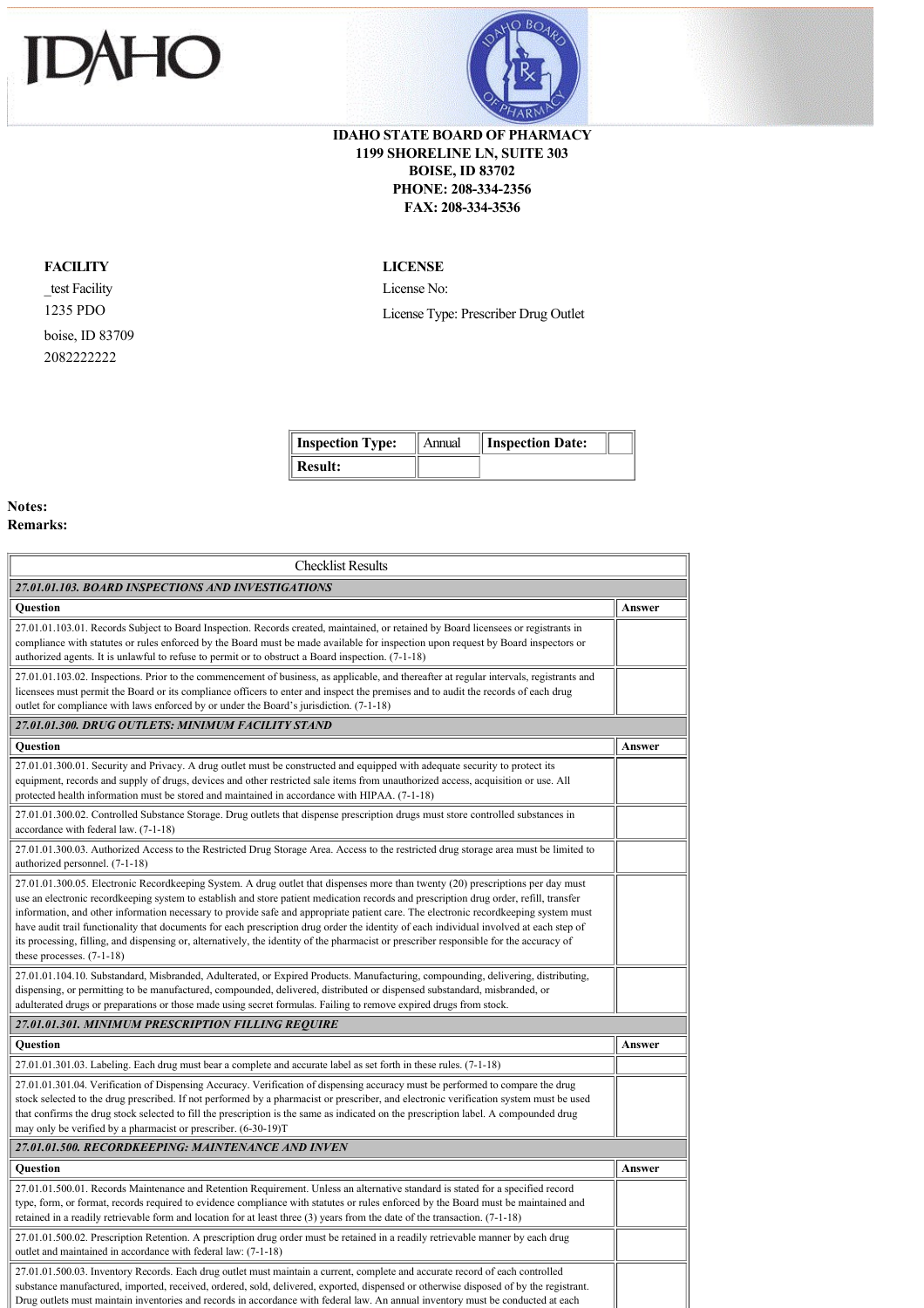IDAHO

**IDAHO STATE BOARD OF PHARMACY**
**1199 SHORELINE LN, SUITE 303**
**BOISE, ID 83702**
**PHONE: 208-334-2356**
**FAX: 208-334-3536**

**FACILITY**

_test Facility
1235 PDO
boise, ID 83709
2082222222

**LICENSE**

License No:
License Type: Prescriber Drug Outlet

| **Inspection Type:** | Annual | **Inspection Date:** | |
|---|---|---|---|
| **Result:** | | | |

**Notes:**
**Remarks:**

| Checklist Results | |
|---|---|
| ***27.01.01.103. BOARD INSPECTIONS AND INVESTIGATIONS*** | |
| **Question** | **Answer** |
| 27.01.01.103.01. Records Subject to Board Inspection. Records created, maintained, or retained by Board licensees or registrants in compliance with statutes or rules enforced by the Board must be made available for inspection upon request by Board inspectors or authorized agents. It is unlawful to refuse to permit or to obstruct a Board inspection. (7-1-18) | |
| 27.01.01.103.02. Inspections. Prior to the commencement of business, as applicable, and thereafter at regular intervals, registrants and licensees must permit the Board or its compliance officers to enter and inspect the premises and to audit the records of each drug outlet for compliance with laws enforced by or under the Board's jurisdiction. (7-1-18) | |
| ***27.01.01.300. DRUG OUTLETS: MINIMUM FACILITY STAND*** | |
| **Question** | **Answer** |
| 27.01.01.300.01. Security and Privacy. A drug outlet must be constructed and equipped with adequate security to protect its equipment, records and supply of drugs, devices and other restricted sale items from unauthorized access, acquisition or use. All protected health information must be stored and maintained in accordance with HIPAA. (7-1-18) | |
| 27.01.01.300.02. Controlled Substance Storage. Drug outlets that dispense prescription drugs must store controlled substances in accordance with federal law. (7-1-18) | |
| 27.01.01.300.03. Authorized Access to the Restricted Drug Storage Area. Access to the restricted drug storage area must be limited to authorized personnel. (7-1-18) | |
| 27.01.01.300.05. Electronic Recordkeeping System. A drug outlet that dispenses more than twenty (20) prescriptions per day must use an electronic recordkeeping system to establish and store patient medication records and prescription drug order, refill, transfer information, and other information necessary to provide safe and appropriate patient care. The electronic recordkeeping system must have audit trail functionality that documents for each prescription drug order the identity of each individual involved at each step of its processing, filling, and dispensing or, alternatively, the identity of the pharmacist or prescriber responsible for the accuracy of these processes. (7-1-18) | |
| 27.01.01.104.10. Substandard, Misbranded, Adulterated, or Expired Products. Manufacturing, compounding, delivering, distributing, dispensing, or permitting to be manufactured, compounded, delivered, distributed or dispensed substandard, misbranded, or adulterated drugs or preparations or those made using secret formulas. Failing to remove expired drugs from stock. | |
| ***27.01.01.301. MINIMUM PRESCRIPTION FILLING REQUIRE*** | |
| **Question** | **Answer** |
| 27.01.01.301.03. Labeling. Each drug must bear a complete and accurate label as set forth in these rules. (7-1-18) | |
| 27.01.01.301.04. Verification of Dispensing Accuracy. Verification of dispensing accuracy must be performed to compare the drug stock selected to the drug prescribed. If not performed by a pharmacist or prescriber, and electronic verification system must be used that confirms the drug stock selected to fill the prescription is the same as indicated on the prescription label. A compounded drug may only be verified by a pharmacist or prescriber. (6-30-19)T | |
| ***27.01.01.500. RECORDKEEPING: MAINTENANCE AND INVEN*** | |
| **Question** | **Answer** |
| 27.01.01.500.01. Records Maintenance and Retention Requirement. Unless an alternative standard is stated for a specified record type, form, or format, records required to evidence compliance with statutes or rules enforced by the Board must be maintained and retained in a readily retrievable form and location for at least three (3) years from the date of the transaction. (7-1-18) | |
| 27.01.01.500.02. Prescription Retention. A prescription drug order must be retained in a readily retrievable manner by each drug outlet and maintained in accordance with federal law: (7-1-18) | |
| 27.01.01.500.03. Inventory Records. Each drug outlet must maintain a current, complete and accurate record of each controlled substance manufactured, imported, received, ordered, sold, delivered, exported, dispensed or otherwise disposed of by the registrant. Drug outlets must maintain inventories and records in accordance with federal law. An annual inventory must be conducted at each | |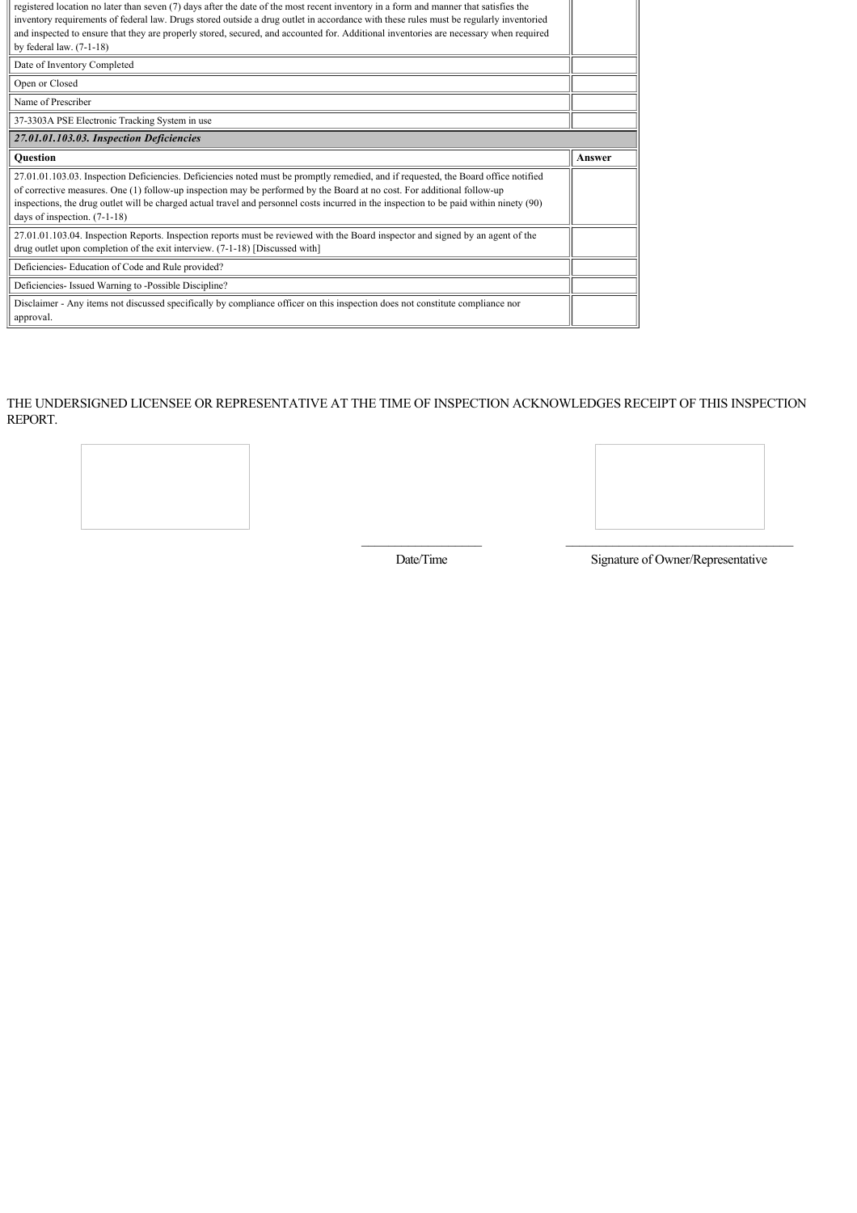| | |
|---|---|
| registered location no later than seven (7) days after the date of the most recent inventory in a form and manner that satisfies the inventory requirements of federal law. Drugs stored outside a drug outlet in accordance with these rules must be regularly inventoried and inspected to ensure that they are properly stored, secured, and accounted for. Additional inventories are necessary when required by federal law. (7-1-18) | |
| Date of Inventory Completed | |
| Open or Closed | |
| Name of Prescriber | |
| 37-3303A PSE Electronic Tracking System in use | |
| ***27.01.01.103.03. Inspection Deficiencies*** | |
| **Question** | **Answer** |
| 27.01.01.103.03. Inspection Deficiencies. Deficiencies noted must be promptly remedied, and if requested, the Board office notified of corrective measures. One (1) follow-up inspection may be performed by the Board at no cost. For additional follow-up inspections, the drug outlet will be charged actual travel and personnel costs incurred in the inspection to be paid within ninety (90) days of inspection. (7-1-18) | |
| 27.01.01.103.04. Inspection Reports. Inspection reports must be reviewed with the Board inspector and signed by an agent of the drug outlet upon completion of the exit interview. (7-1-18) [Discussed with] | |
| Deficiencies- Education of Code and Rule provided? | |
| Deficiencies- Issued Warning to -Possible Discipline? | |
| Disclaimer - Any items not discussed specifically by compliance officer on this inspection does not constitute compliance nor approval. | |

THE UNDERSIGNED LICENSEE OR REPRESENTATIVE AT THE TIME OF INSPECTION ACKNOWLEDGES RECEIPT OF THIS INSPECTION REPORT.

Date/Time

Signature of Owner/Representative